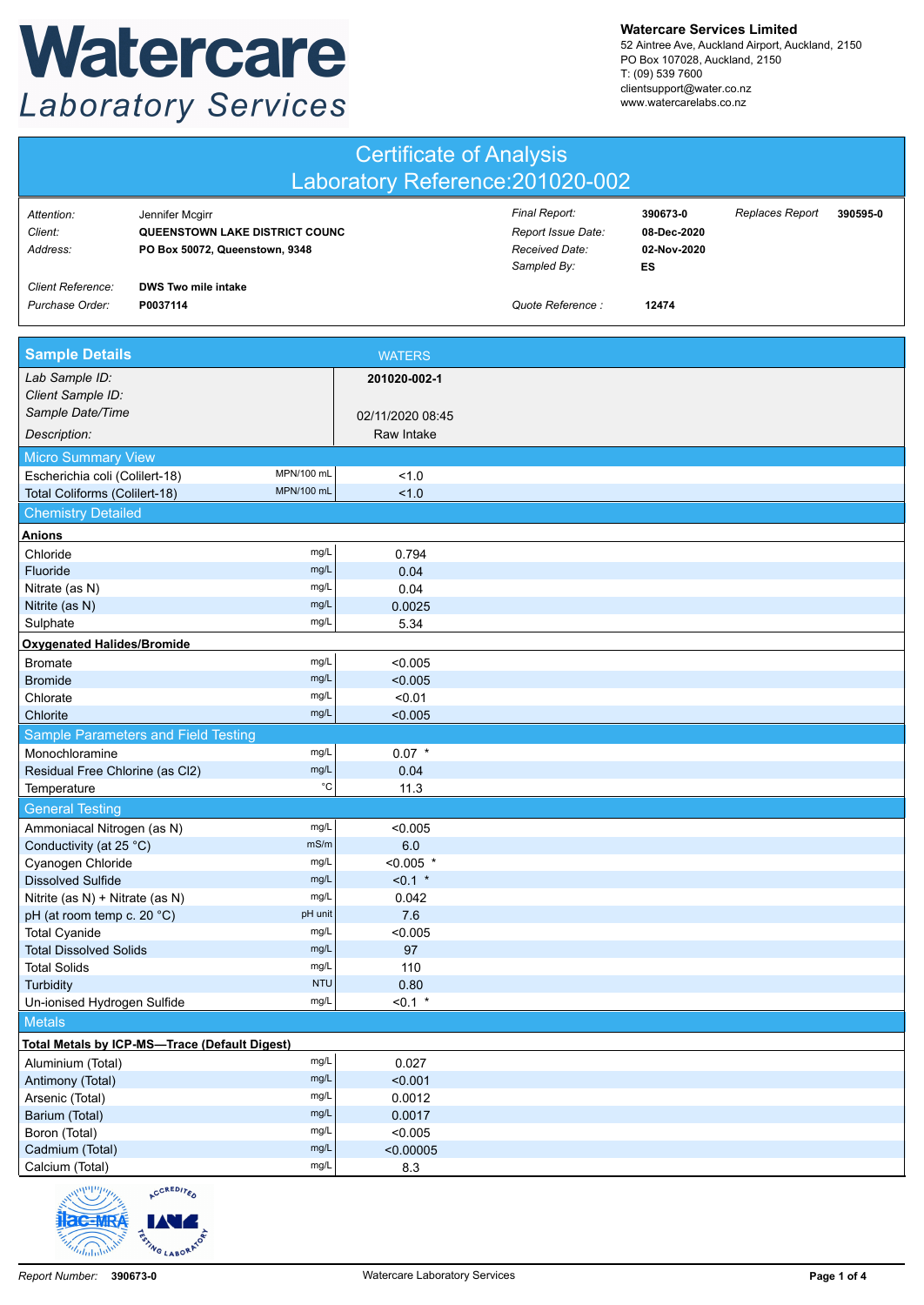# Watercare Laboratory Services

**Watercare Services Limited**
52 Aintree Ave, Auckland Airport, Auckland, 2150
PO Box 107028, Auckland, 2150
T: (09) 539 7600
clientsupport@water.co.nz
www.watercarelabs.co.nz

## Certificate of Analysis
## Laboratory Reference:201020-002

| | | | | | |
|---|---|---|---|---|---|
| *Attention:* | Jennifer Mcgirr | *Final Report:* | **390673-0** | *Replaces Report* | **390595-0** |
| *Client:* | **QUEENSTOWN LAKE DISTRICT COUNC** | *Report Issue Date:* | **08-Dec-2020** | | |
| *Address:* | **PO Box 50072, Queenstown, 9348** | *Received Date:* | **02-Nov-2020** | | |
| | | *Sampled By:* | **ES** | | |
| *Client Reference:* | **DWS Two mile intake** | | | | |
| *Purchase Order:* | **P0037114** | *Quote Reference :* | **12474** | | |

## Sample Details — WATERS

| | | |
|---|---|---|
| *Lab Sample ID:* | | **201020-002-1** |
| *Client Sample ID:* | | |
| *Sample Date/Time* | | 02/11/2020 08:45 |
| *Description:* | | Raw Intake |
| **Micro Summary View** | | |
| Escherichia coli (Colilert-18) | MPN/100 mL | <1.0 |
| Total Coliforms (Colilert-18) | MPN/100 mL | <1.0 |
| **Chemistry Detailed** | | |
| **Anions** | | |
| Chloride | mg/L | 0.794 |
| Fluoride | mg/L | 0.04 |
| Nitrate (as N) | mg/L | 0.04 |
| Nitrite (as N) | mg/L | 0.0025 |
| Sulphate | mg/L | 5.34 |
| **Oxygenated Halides/Bromide** | | |
| Bromate | mg/L | <0.005 |
| Bromide | mg/L | <0.005 |
| Chlorate | mg/L | <0.01 |
| Chlorite | mg/L | <0.005 |
| **Sample Parameters and Field Testing** | | |
| Monochloramine | mg/L | 0.07 * |
| Residual Free Chlorine (as Cl2) | mg/L | 0.04 |
| Temperature | °C | 11.3 |
| **General Testing** | | |
| Ammoniacal Nitrogen (as N) | mg/L | <0.005 |
| Conductivity (at 25 °C) | mS/m | 6.0 |
| Cyanogen Chloride | mg/L | <0.005 * |
| Dissolved Sulfide | mg/L | <0.1 * |
| Nitrite (as N) + Nitrate (as N) | mg/L | 0.042 |
| pH (at room temp c. 20 °C) | pH unit | 7.6 |
| Total Cyanide | mg/L | <0.005 |
| Total Dissolved Solids | mg/L | 97 |
| Total Solids | mg/L | 110 |
| Turbidity | NTU | 0.80 |
| Un-ionised Hydrogen Sulfide | mg/L | <0.1 * |
| **Metals** | | |
| **Total Metals by ICP-MS—Trace (Default Digest)** | | |
| Aluminium (Total) | mg/L | 0.027 |
| Antimony (Total) | mg/L | <0.001 |
| Arsenic (Total) | mg/L | 0.0012 |
| Barium (Total) | mg/L | 0.0017 |
| Boron (Total) | mg/L | <0.005 |
| Cadmium (Total) | mg/L | <0.00005 |
| Calcium (Total) | mg/L | 8.3 |

Report Number: 390673-0 — Watercare Laboratory Services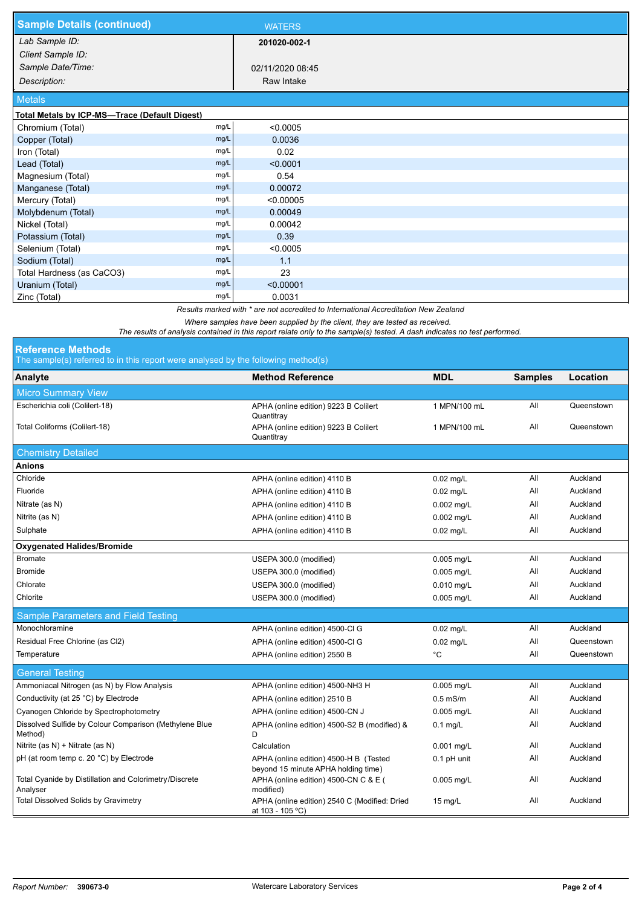## Sample Details (continued)

**WATERS**

| | |
|---|---|
| *Lab Sample ID:* | **201020-002-1** |
| *Client Sample ID:* | |
| *Sample Date/Time:* | 02/11/2020 08:45 |
| *Description:* | Raw Intake |

### Metals

**Total Metals by ICP-MS—Trace (Default Digest)**

| Analyte | Unit | Result |
|---|---|---|
| Chromium (Total) | mg/L | <0.0005 |
| Copper (Total) | mg/L | 0.0036 |
| Iron (Total) | mg/L | 0.02 |
| Lead (Total) | mg/L | <0.0001 |
| Magnesium (Total) | mg/L | 0.54 |
| Manganese (Total) | mg/L | 0.00072 |
| Mercury (Total) | mg/L | <0.00005 |
| Molybdenum (Total) | mg/L | 0.00049 |
| Nickel (Total) | mg/L | 0.00042 |
| Potassium (Total) | mg/L | 0.39 |
| Selenium (Total) | mg/L | <0.0005 |
| Sodium (Total) | mg/L | 1.1 |
| Total Hardness (as CaCO3) | mg/L | 23 |
| Uranium (Total) | mg/L | <0.00001 |
| Zinc (Total) | mg/L | 0.0031 |

*Results marked with * are not accredited to International Accreditation New Zealand*

*Where samples have been supplied by the client, they are tested as received.*

*The results of analysis contained in this report relate only to the sample(s) tested. A dash indicates no test performed.*

## Reference Methods

The sample(s) referred to in this report were analysed by the following method(s)

| Analyte | Method Reference | MDL | Samples | Location |
|---|---|---|---|---|
| **Micro Summary View** | | | | |
| Escherichia coli (Colilert-18) | APHA (online edition) 9223 B Colilert Quantitray | 1 MPN/100 mL | All | Queenstown |
| Total Coliforms (Colilert-18) | APHA (online edition) 9223 B Colilert Quantitray | 1 MPN/100 mL | All | Queenstown |
| **Chemistry Detailed** | | | | |
| **Anions** | | | | |
| Chloride | APHA (online edition) 4110 B | 0.02 mg/L | All | Auckland |
| Fluoride | APHA (online edition) 4110 B | 0.02 mg/L | All | Auckland |
| Nitrate (as N) | APHA (online edition) 4110 B | 0.002 mg/L | All | Auckland |
| Nitrite (as N) | APHA (online edition) 4110 B | 0.002 mg/L | All | Auckland |
| Sulphate | APHA (online edition) 4110 B | 0.02 mg/L | All | Auckland |
| **Oxygenated Halides/Bromide** | | | | |
| Bromate | USEPA 300.0 (modified) | 0.005 mg/L | All | Auckland |
| Bromide | USEPA 300.0 (modified) | 0.005 mg/L | All | Auckland |
| Chlorate | USEPA 300.0 (modified) | 0.010 mg/L | All | Auckland |
| Chlorite | USEPA 300.0 (modified) | 0.005 mg/L | All | Auckland |
| **Sample Parameters and Field Testing** | | | | |
| Monochloramine | APHA (online edition) 4500-Cl G | 0.02 mg/L | All | Auckland |
| Residual Free Chlorine (as Cl2) | APHA (online edition) 4500-Cl G | 0.02 mg/L | All | Queenstown |
| Temperature | APHA (online edition) 2550 B | °C | All | Queenstown |
| **General Testing** | | | | |
| Ammoniacal Nitrogen (as N) by Flow Analysis | APHA (online edition) 4500-NH3 H | 0.005 mg/L | All | Auckland |
| Conductivity (at 25 °C) by Electrode | APHA (online edition) 2510 B | 0.5 mS/m | All | Auckland |
| Cyanogen Chloride by Spectrophotometry | APHA (online edition) 4500-CN J | 0.005 mg/L | All | Auckland |
| Dissolved Sulfide by Colour Comparison (Methylene Blue Method) | APHA (online edition) 4500-S2 B (modified) & D | 0.1 mg/L | All | Auckland |
| Nitrite (as N) + Nitrate (as N) | Calculation | 0.001 mg/L | All | Auckland |
| pH (at room temp c. 20 °C) by Electrode | APHA (online edition) 4500-H B (Tested beyond 15 minute APHA holding time) | 0.1 pH unit | All | Auckland |
| Total Cyanide by Distillation and Colorimetry/Discrete Analyser | APHA (online edition) 4500-CN C & E ( modified) | 0.005 mg/L | All | Auckland |
| Total Dissolved Solids by Gravimetry | APHA (online edition) 2540 C (Modified: Dried at 103 - 105 °C) | 15 mg/L | All | Auckland |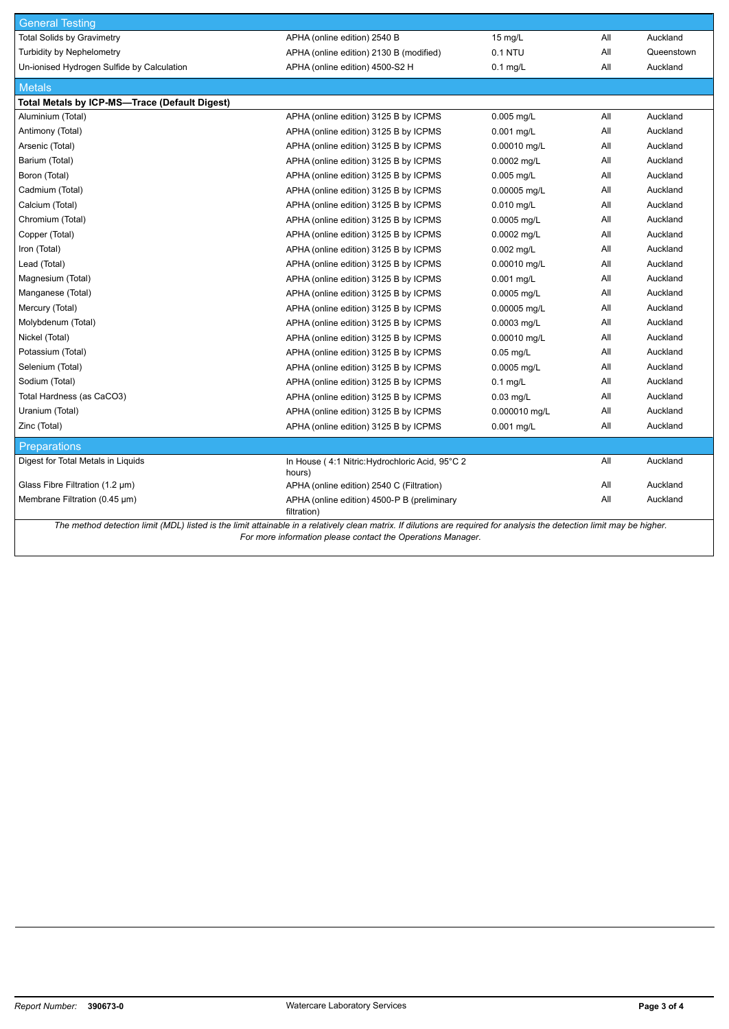| General Testing | | | | |
|---|---|---|---|---|
| Total Solids by Gravimetry | APHA (online edition) 2540 B | 15 mg/L | All | Auckland |
| Turbidity by Nephelometry | APHA (online edition) 2130 B (modified) | 0.1 NTU | All | Queenstown |
| Un-ionised Hydrogen Sulfide by Calculation | APHA (online edition) 4500-S2 H | 0.1 mg/L | All | Auckland |
| **Metals** | | | | |
| **Total Metals by ICP-MS—Trace (Default Digest)** | | | | |
| Aluminium (Total) | APHA (online edition) 3125 B by ICPMS | 0.005 mg/L | All | Auckland |
| Antimony (Total) | APHA (online edition) 3125 B by ICPMS | 0.001 mg/L | All | Auckland |
| Arsenic (Total) | APHA (online edition) 3125 B by ICPMS | 0.00010 mg/L | All | Auckland |
| Barium (Total) | APHA (online edition) 3125 B by ICPMS | 0.0002 mg/L | All | Auckland |
| Boron (Total) | APHA (online edition) 3125 B by ICPMS | 0.005 mg/L | All | Auckland |
| Cadmium (Total) | APHA (online edition) 3125 B by ICPMS | 0.00005 mg/L | All | Auckland |
| Calcium (Total) | APHA (online edition) 3125 B by ICPMS | 0.010 mg/L | All | Auckland |
| Chromium (Total) | APHA (online edition) 3125 B by ICPMS | 0.0005 mg/L | All | Auckland |
| Copper (Total) | APHA (online edition) 3125 B by ICPMS | 0.0002 mg/L | All | Auckland |
| Iron (Total) | APHA (online edition) 3125 B by ICPMS | 0.002 mg/L | All | Auckland |
| Lead (Total) | APHA (online edition) 3125 B by ICPMS | 0.00010 mg/L | All | Auckland |
| Magnesium (Total) | APHA (online edition) 3125 B by ICPMS | 0.001 mg/L | All | Auckland |
| Manganese (Total) | APHA (online edition) 3125 B by ICPMS | 0.0005 mg/L | All | Auckland |
| Mercury (Total) | APHA (online edition) 3125 B by ICPMS | 0.00005 mg/L | All | Auckland |
| Molybdenum (Total) | APHA (online edition) 3125 B by ICPMS | 0.0003 mg/L | All | Auckland |
| Nickel (Total) | APHA (online edition) 3125 B by ICPMS | 0.00010 mg/L | All | Auckland |
| Potassium (Total) | APHA (online edition) 3125 B by ICPMS | 0.05 mg/L | All | Auckland |
| Selenium (Total) | APHA (online edition) 3125 B by ICPMS | 0.0005 mg/L | All | Auckland |
| Sodium (Total) | APHA (online edition) 3125 B by ICPMS | 0.1 mg/L | All | Auckland |
| Total Hardness (as CaCO3) | APHA (online edition) 3125 B by ICPMS | 0.03 mg/L | All | Auckland |
| Uranium (Total) | APHA (online edition) 3125 B by ICPMS | 0.000010 mg/L | All | Auckland |
| Zinc (Total) | APHA (online edition) 3125 B by ICPMS | 0.001 mg/L | All | Auckland |
| **Preparations** | | | | |
| Digest for Total Metals in Liquids | In House ( 4:1 Nitric:Hydrochloric Acid, 95°C 2 hours) | | All | Auckland |
| Glass Fibre Filtration (1.2 µm) | APHA (online edition) 2540 C (Filtration) | | All | Auckland |
| Membrane Filtration (0.45 µm) | APHA (online edition) 4500-P B (preliminary filtration) | | All | Auckland |

*The method detection limit (MDL) listed is the limit attainable in a relatively clean matrix. If dilutions are required for analysis the detection limit may be higher. For more information please contact the Operations Manager.*

*Report Number:* **390673-0** Watercare Laboratory Services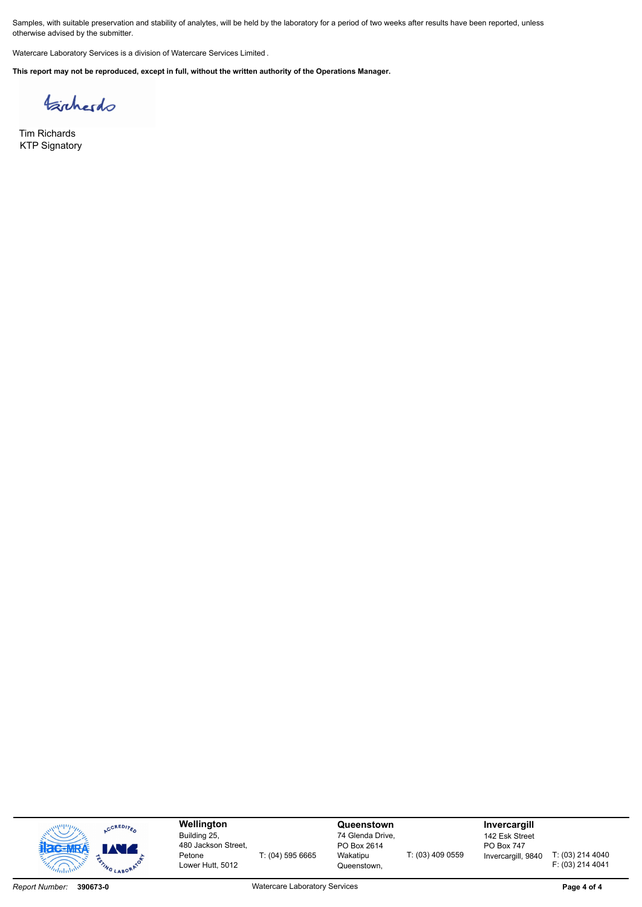Samples, with suitable preservation and stability of analytes, will be held by the laboratory for a period of two weeks after results have been reported, unless otherwise advised by the submitter.

Watercare Laboratory Services is a division of Watercare Services Limited .

**This report may not be reproduced, except in full, without the written authority of the Operations Manager.**

Tim Richards
KTP Signatory

**Wellington**
Building 25,
480 Jackson Street,
Petone
Lower Hutt, 5012
T: (04) 595 6665

**Queenstown**
74 Glenda Drive,
PO Box 2614
Wakatipu
Queenstown,
T: (03) 409 0559

**Invercargill**
142 Esk Street
PO Box 747
Invercargill, 9840
T: (03) 214 4040
F: (03) 214 4041

*Report Number:* **390673-0**